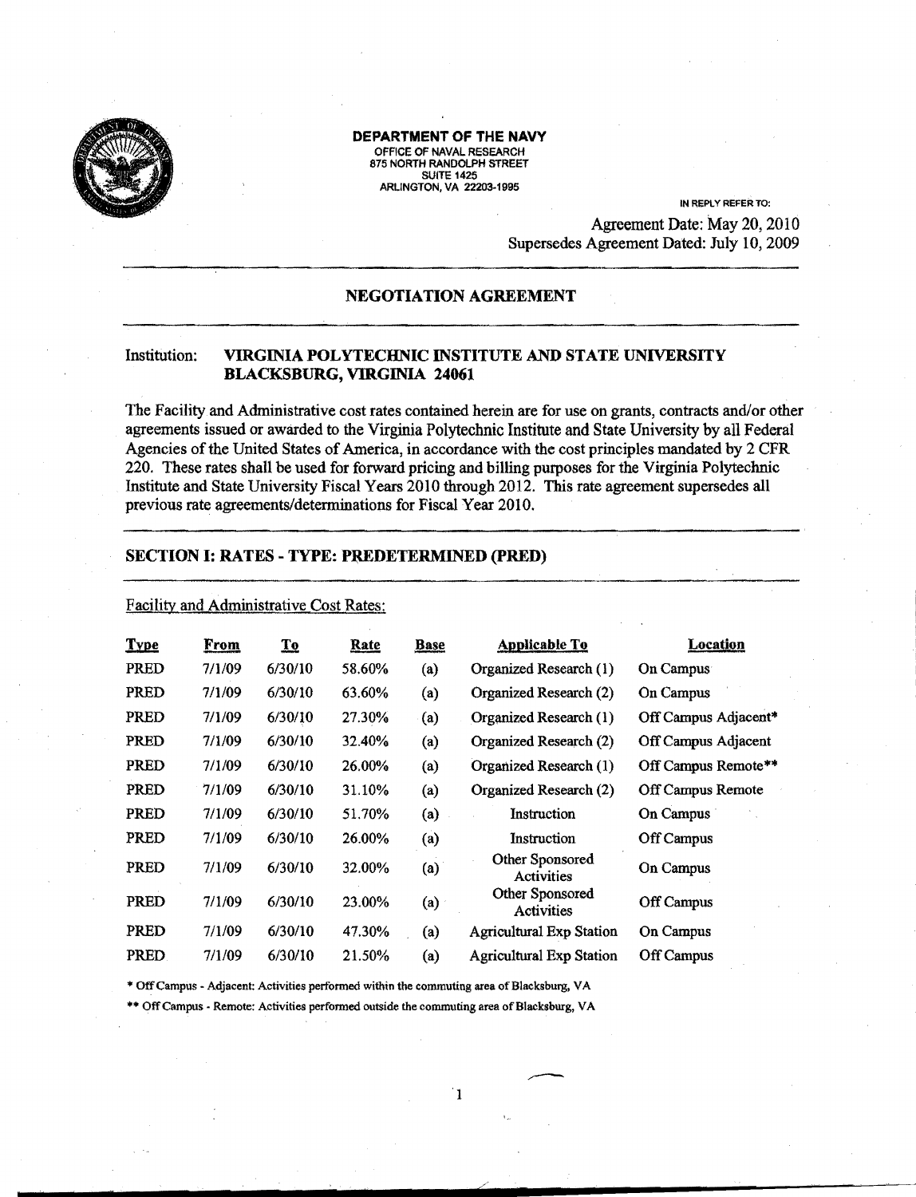**DEPARTMENT OF THE NAVY**
OFFICE OF NAVAL RESEARCH
875 NORTH RANDOLPH STREET
SUITE 1425
ARLINGTON, VA 22203-1995

IN REPLY REFER TO:

Agreement Date: May 20, 2010
Supersedes Agreement Dated: July 10, 2009

## NEGOTIATION AGREEMENT

Institution: **VIRGINIA POLYTECHNIC INSTITUTE AND STATE UNIVERSITY BLACKSBURG, VIRGINIA 24061**

The Facility and Administrative cost rates contained herein are for use on grants, contracts and/or other agreements issued or awarded to the Virginia Polytechnic Institute and State University by all Federal Agencies of the United States of America, in accordance with the cost principles mandated by 2 CFR 220. These rates shall be used for forward pricing and billing purposes for the Virginia Polytechnic Institute and State University Fiscal Years 2010 through 2012. This rate agreement supersedes all previous rate agreements/determinations for Fiscal Year 2010.

## SECTION I: RATES - TYPE: PREDETERMINED (PRED)

Facility and Administrative Cost Rates:

| Type | From | To | Rate | Base | Applicable To | Location |
|---|---|---|---|---|---|---|
| PRED | 7/1/09 | 6/30/10 | 58.60% | (a) | Organized Research (1) | On Campus |
| PRED | 7/1/09 | 6/30/10 | 63.60% | (a) | Organized Research (2) | On Campus |
| PRED | 7/1/09 | 6/30/10 | 27.30% | (a) | Organized Research (1) | Off Campus Adjacent* |
| PRED | 7/1/09 | 6/30/10 | 32.40% | (a) | Organized Research (2) | Off Campus Adjacent |
| PRED | 7/1/09 | 6/30/10 | 26.00% | (a) | Organized Research (1) | Off Campus Remote** |
| PRED | 7/1/09 | 6/30/10 | 31.10% | (a) | Organized Research (2) | Off Campus Remote |
| PRED | 7/1/09 | 6/30/10 | 51.70% | (a) | Instruction | On Campus |
| PRED | 7/1/09 | 6/30/10 | 26.00% | (a) | Instruction | Off Campus |
| PRED | 7/1/09 | 6/30/10 | 32.00% | (a) | Other Sponsored Activities | On Campus |
| PRED | 7/1/09 | 6/30/10 | 23.00% | (a) | Other Sponsored Activities | Off Campus |
| PRED | 7/1/09 | 6/30/10 | 47.30% | (a) | Agricultural Exp Station | On Campus |
| PRED | 7/1/09 | 6/30/10 | 21.50% | (a) | Agricultural Exp Station | Off Campus |

* Off Campus - Adjacent: Activities performed within the commuting area of Blacksburg, VA

** Off Campus - Remote: Activities performed outside the commuting area of Blacksburg, VA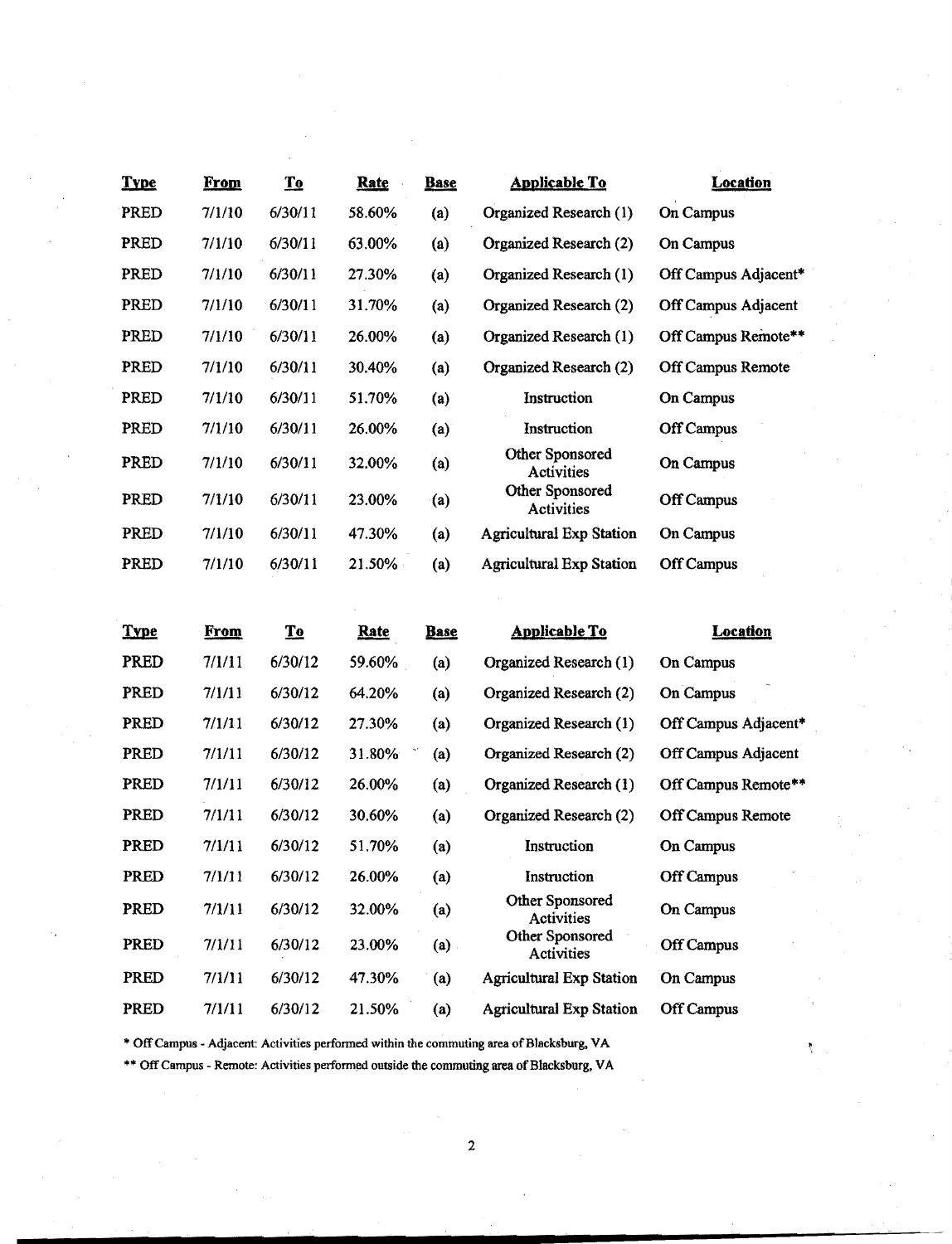| Type | From | To | Rate | Base | Applicable To | Location |
|---|---|---|---|---|---|---|
| PRED | 7/1/10 | 6/30/11 | 58.60% | (a) | Organized Research (1) | On Campus |
| PRED | 7/1/10 | 6/30/11 | 63.00% | (a) | Organized Research (2) | On Campus |
| PRED | 7/1/10 | 6/30/11 | 27.30% | (a) | Organized Research (1) | Off Campus Adjacent* |
| PRED | 7/1/10 | 6/30/11 | 31.70% | (a) | Organized Research (2) | Off Campus Adjacent |
| PRED | 7/1/10 | 6/30/11 | 26.00% | (a) | Organized Research (1) | Off Campus Remote** |
| PRED | 7/1/10 | 6/30/11 | 30.40% | (a) | Organized Research (2) | Off Campus Remote |
| PRED | 7/1/10 | 6/30/11 | 51.70% | (a) | Instruction | On Campus |
| PRED | 7/1/10 | 6/30/11 | 26.00% | (a) | Instruction | Off Campus |
| PRED | 7/1/10 | 6/30/11 | 32.00% | (a) | Other Sponsored Activities | On Campus |
| PRED | 7/1/10 | 6/30/11 | 23.00% | (a) | Other Sponsored Activities | Off Campus |
| PRED | 7/1/10 | 6/30/11 | 47.30% | (a) | Agricultural Exp Station | On Campus |
| PRED | 7/1/10 | 6/30/11 | 21.50% | (a) | Agricultural Exp Station | Off Campus |

| Type | From | To | Rate | Base | Applicable To | Location |
|---|---|---|---|---|---|---|
| PRED | 7/1/11 | 6/30/12 | 59.60% | (a) | Organized Research (1) | On Campus |
| PRED | 7/1/11 | 6/30/12 | 64.20% | (a) | Organized Research (2) | On Campus |
| PRED | 7/1/11 | 6/30/12 | 27.30% | (a) | Organized Research (1) | Off Campus Adjacent* |
| PRED | 7/1/11 | 6/30/12 | 31.80% | (a) | Organized Research (2) | Off Campus Adjacent |
| PRED | 7/1/11 | 6/30/12 | 26.00% | (a) | Organized Research (1) | Off Campus Remote** |
| PRED | 7/1/11 | 6/30/12 | 30.60% | (a) | Organized Research (2) | Off Campus Remote |
| PRED | 7/1/11 | 6/30/12 | 51.70% | (a) | Instruction | On Campus |
| PRED | 7/1/11 | 6/30/12 | 26.00% | (a) | Instruction | Off Campus |
| PRED | 7/1/11 | 6/30/12 | 32.00% | (a) | Other Sponsored Activities | On Campus |
| PRED | 7/1/11 | 6/30/12 | 23.00% | (a) | Other Sponsored Activities | Off Campus |
| PRED | 7/1/11 | 6/30/12 | 47.30% | (a) | Agricultural Exp Station | On Campus |
| PRED | 7/1/11 | 6/30/12 | 21.50% | (a) | Agricultural Exp Station | Off Campus |

* Off Campus - Adjacent: Activities performed within the commuting area of Blacksburg, VA

** Off Campus - Remote: Activities performed outside the commuting area of Blacksburg, VA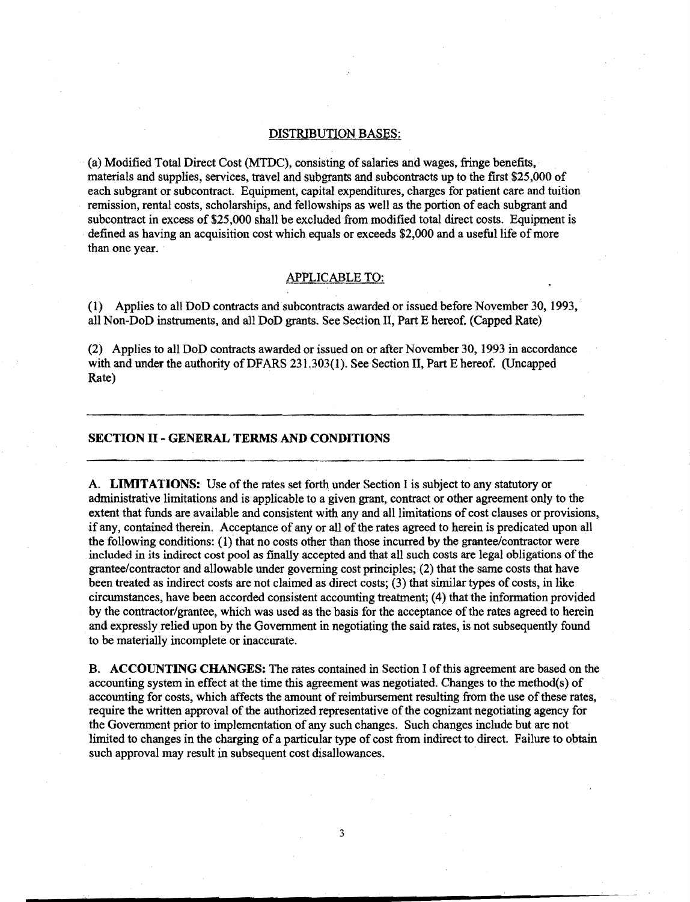DISTRIBUTION BASES:

(a) Modified Total Direct Cost (MTDC), consisting of salaries and wages, fringe benefits, materials and supplies, services, travel and subgrants and subcontracts up to the first $25,000 of each subgrant or subcontract. Equipment, capital expenditures, charges for patient care and tuition remission, rental costs, scholarships, and fellowships as well as the portion of each subgrant and subcontract in excess of $25,000 shall be excluded from modified total direct costs. Equipment is defined as having an acquisition cost which equals or exceeds $2,000 and a useful life of more than one year.

APPLICABLE TO:

(1) Applies to all DoD contracts and subcontracts awarded or issued before November 30, 1993, all Non-DoD instruments, and all DoD grants. See Section II, Part E hereof. (Capped Rate)

(2) Applies to all DoD contracts awarded or issued on or after November 30, 1993 in accordance with and under the authority of DFARS 231.303(1). See Section II, Part E hereof. (Uncapped Rate)

---

## SECTION II - GENERAL TERMS AND CONDITIONS

---

**A. LIMITATIONS:** Use of the rates set forth under Section I is subject to any statutory or administrative limitations and is applicable to a given grant, contract or other agreement only to the extent that funds are available and consistent with any and all limitations of cost clauses or provisions, if any, contained therein. Acceptance of any or all of the rates agreed to herein is predicated upon all the following conditions: (1) that no costs other than those incurred by the grantee/contractor were included in its indirect cost pool as finally accepted and that all such costs are legal obligations of the grantee/contractor and allowable under governing cost principles; (2) that the same costs that have been treated as indirect costs are not claimed as direct costs; (3) that similar types of costs, in like circumstances, have been accorded consistent accounting treatment; (4) that the information provided by the contractor/grantee, which was used as the basis for the acceptance of the rates agreed to herein and expressly relied upon by the Government in negotiating the said rates, is not subsequently found to be materially incomplete or inaccurate.

**B. ACCOUNTING CHANGES:** The rates contained in Section I of this agreement are based on the accounting system in effect at the time this agreement was negotiated. Changes to the method(s) of accounting for costs, which affects the amount of reimbursement resulting from the use of these rates, require the written approval of the authorized representative of the cognizant negotiating agency for the Government prior to implementation of any such changes. Such changes include but are not limited to changes in the charging of a particular type of cost from indirect to direct. Failure to obtain such approval may result in subsequent cost disallowances.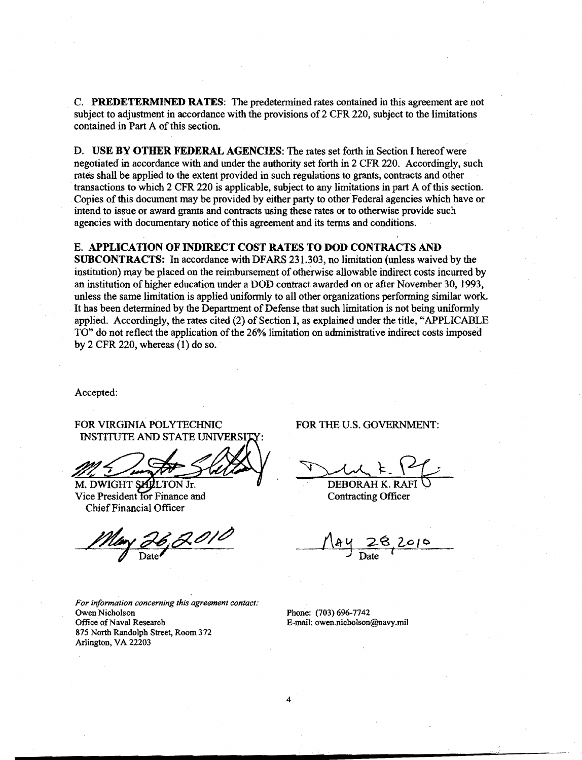C. **PREDETERMINED RATES**: The predetermined rates contained in this agreement are not subject to adjustment in accordance with the provisions of 2 CFR 220, subject to the limitations contained in Part A of this section.

D. **USE BY OTHER FEDERAL AGENCIES**: The rates set forth in Section I hereof were negotiated in accordance with and under the authority set forth in 2 CFR 220. Accordingly, such rates shall be applied to the extent provided in such regulations to grants, contracts and other transactions to which 2 CFR 220 is applicable, subject to any limitations in part A of this section. Copies of this document may be provided by either party to other Federal agencies which have or intend to issue or award grants and contracts using these rates or to otherwise provide such agencies with documentary notice of this agreement and its terms and conditions.

E. **APPLICATION OF INDIRECT COST RATES TO DOD CONTRACTS AND SUBCONTRACTS:** In accordance with DFARS 231.303, no limitation (unless waived by the institution) may be placed on the reimbursement of otherwise allowable indirect costs incurred by an institution of higher education under a DOD contract awarded on or after November 30, 1993, unless the same limitation is applied uniformly to all other organizations performing similar work. It has been determined by the Department of Defense that such limitation is not being uniformly applied. Accordingly, the rates cited (2) of Section I, as explained under the title, "APPLICABLE TO" do not reflect the application of the 26% limitation on administrative indirect costs imposed by 2 CFR 220, whereas (1) do so.

Accepted:

FOR VIRGINIA POLYTECHNIC INSTITUTE AND STATE UNIVERSITY:

M. DWIGHT SHELTON Jr.
Vice President for Finance and Chief Financial Officer

May 26, 2010
Date

FOR THE U.S. GOVERNMENT:

DEBORAH K. RAFI
Contracting Officer

May 28, 2010
Date

*For information concerning this agreement contact:*
Owen Nicholson
Office of Naval Research
875 North Randolph Street, Room 372
Arlington, VA 22203

Phone: (703) 696-7742
E-mail: owen.nicholson@navy.mil